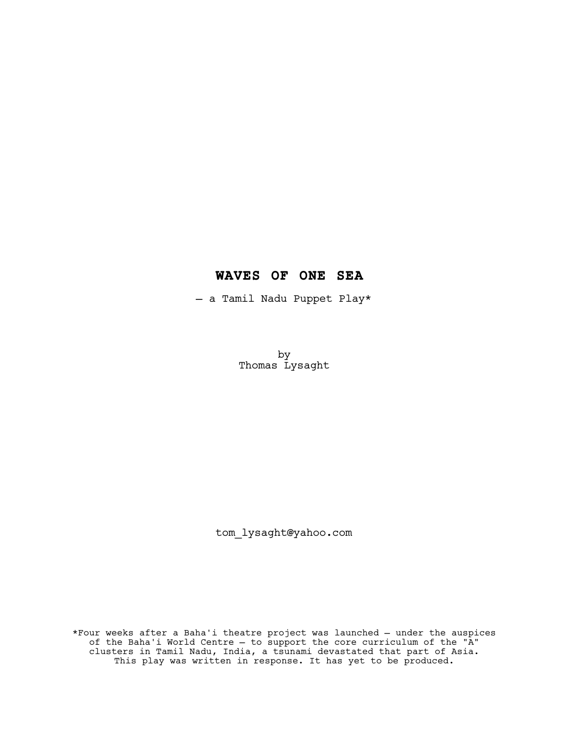# WAVES OF ONE SEA

— a Tamil Nadu Puppet Play*

by
Thomas Lysaght

tom_lysaght@yahoo.com

*Four weeks after a Baha'i theatre project was launched — under the auspices of the Baha'i World Centre — to support the core curriculum of the "A" clusters in Tamil Nadu, India, a tsunami devastated that part of Asia. This play was written in response. It has yet to be produced.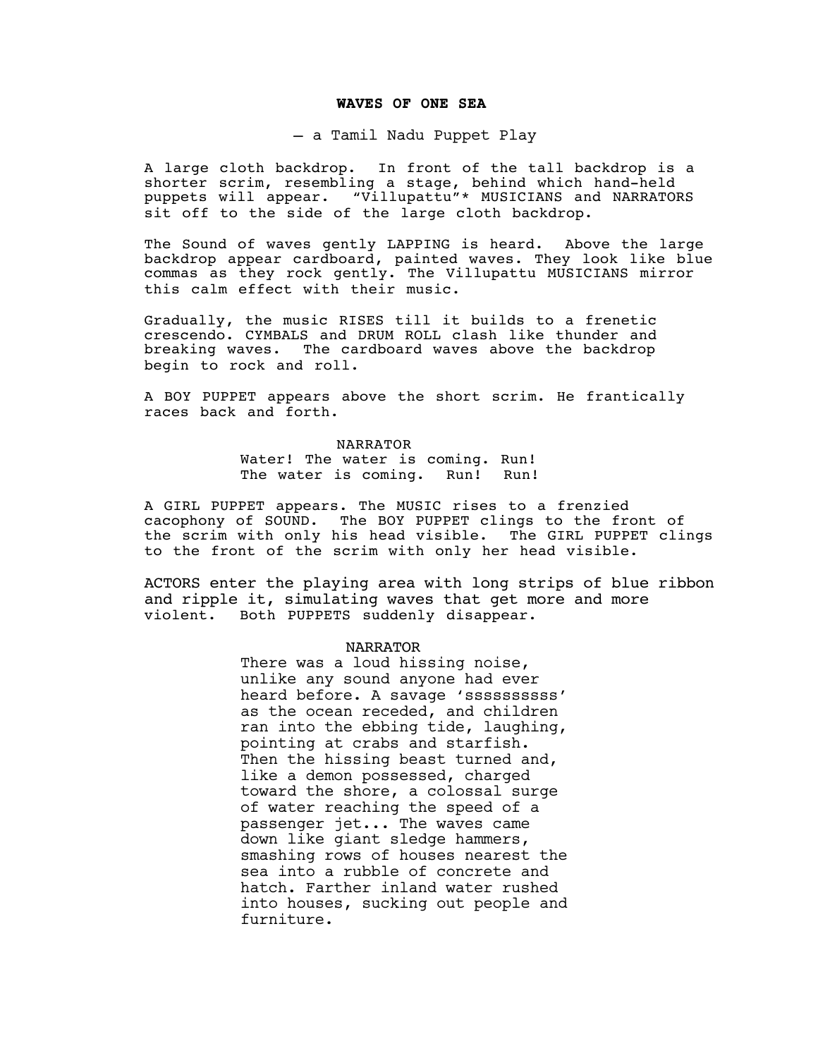**WAVES OF ONE SEA**

– a Tamil Nadu Puppet Play

A large cloth backdrop. In front of the tall backdrop is a shorter scrim, resembling a stage, behind which hand-held puppets will appear. "Villupattu"* MUSICIANS and NARRATORS sit off to the side of the large cloth backdrop.

The Sound of waves gently LAPPING is heard. Above the large backdrop appear cardboard, painted waves. They look like blue commas as they rock gently. The Villupattu MUSICIANS mirror this calm effect with their music.

Gradually, the music RISES till it builds to a frenetic crescendo. CYMBALS and DRUM ROLL clash like thunder and breaking waves. The cardboard waves above the backdrop begin to rock and roll.

A BOY PUPPET appears above the short scrim. He frantically races back and forth.

NARRATOR
Water! The water is coming. Run! The water is coming. Run! Run!

A GIRL PUPPET appears. The MUSIC rises to a frenzied cacophony of SOUND. The BOY PUPPET clings to the front of the scrim with only his head visible. The GIRL PUPPET clings to the front of the scrim with only her head visible.

ACTORS enter the playing area with long strips of blue ribbon and ripple it, simulating waves that get more and more violent. Both PUPPETS suddenly disappear.

NARRATOR
There was a loud hissing noise, unlike any sound anyone had ever heard before. A savage 'ssssssssss' as the ocean receded, and children ran into the ebbing tide, laughing, pointing at crabs and starfish. Then the hissing beast turned and, like a demon possessed, charged toward the shore, a colossal surge of water reaching the speed of a passenger jet... The waves came down like giant sledge hammers, smashing rows of houses nearest the sea into a rubble of concrete and hatch. Farther inland water rushed into houses, sucking out people and furniture.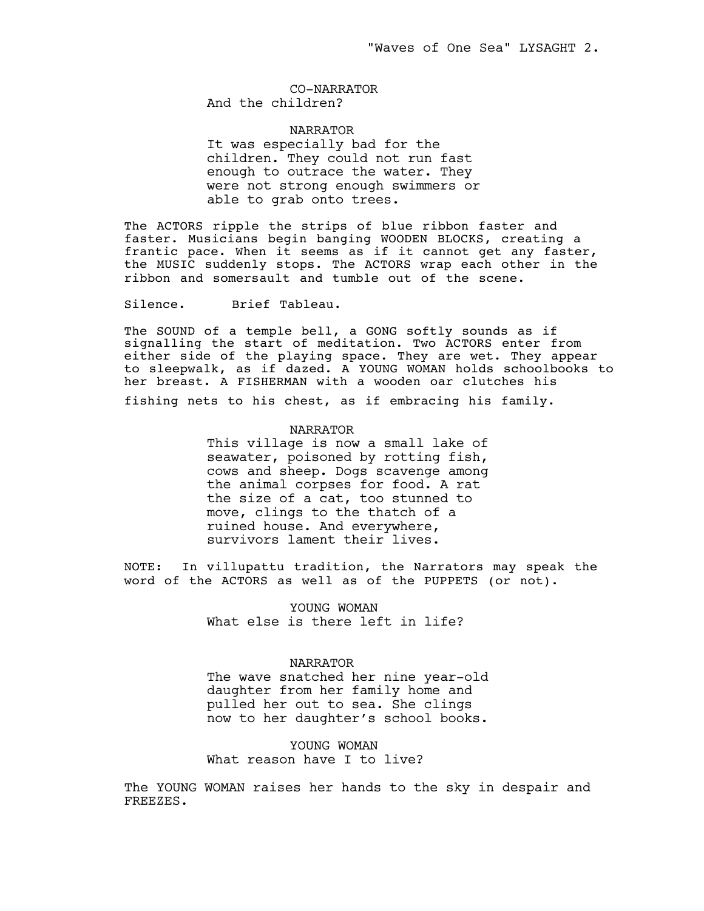CO-NARRATOR
And the children?

NARRATOR
It was especially bad for the children. They could not run fast enough to outrace the water. They were not strong enough swimmers or able to grab onto trees.

The ACTORS ripple the strips of blue ribbon faster and faster. Musicians begin banging WOODEN BLOCKS, creating a frantic pace. When it seems as if it cannot get any faster, the MUSIC suddenly stops. The ACTORS wrap each other in the ribbon and somersault and tumble out of the scene.

Silence. Brief Tableau.

The SOUND of a temple bell, a GONG softly sounds as if signalling the start of meditation. Two ACTORS enter from either side of the playing space. They are wet. They appear to sleepwalk, as if dazed. A YOUNG WOMAN holds schoolbooks to her breast. A FISHERMAN with a wooden oar clutches his fishing nets to his chest, as if embracing his family.

NARRATOR
This village is now a small lake of seawater, poisoned by rotting fish, cows and sheep. Dogs scavenge among the animal corpses for food. A rat the size of a cat, too stunned to move, clings to the thatch of a ruined house. And everywhere, survivors lament their lives.

NOTE: In villupattu tradition, the Narrators may speak the word of the ACTORS as well as of the PUPPETS (or not).

YOUNG WOMAN
What else is there left in life?

NARRATOR
The wave snatched her nine year-old daughter from her family home and pulled her out to sea. She clings now to her daughter's school books.

YOUNG WOMAN
What reason have I to live?

The YOUNG WOMAN raises her hands to the sky in despair and FREEZES.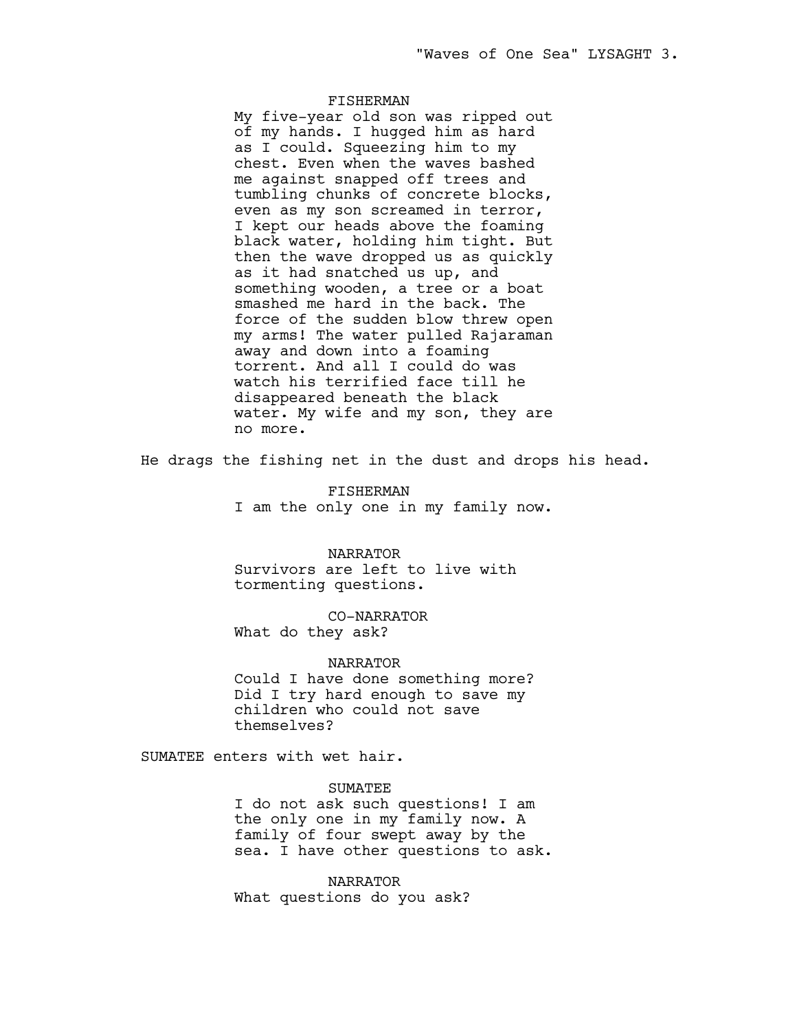FISHERMAN

My five-year old son was ripped out of my hands. I hugged him as hard as I could. Squeezing him to my chest. Even when the waves bashed me against snapped off trees and tumbling chunks of concrete blocks, even as my son screamed in terror, I kept our heads above the foaming black water, holding him tight. But then the wave dropped us as quickly as it had snatched us up, and something wooden, a tree or a boat smashed me hard in the back. The force of the sudden blow threw open my arms! The water pulled Rajaraman away and down into a foaming torrent. And all I could do was watch his terrified face till he disappeared beneath the black water. My wife and my son, they are no more.

He drags the fishing net in the dust and drops his head.

FISHERMAN

I am the only one in my family now.

NARRATOR

Survivors are left to live with tormenting questions.

CO-NARRATOR

What do they ask?

NARRATOR

Could I have done something more? Did I try hard enough to save my children who could not save themselves?

SUMATEE enters with wet hair.

SUMATEE

I do not ask such questions! I am the only one in my family now. A family of four swept away by the sea. I have other questions to ask.

NARRATOR

What questions do you ask?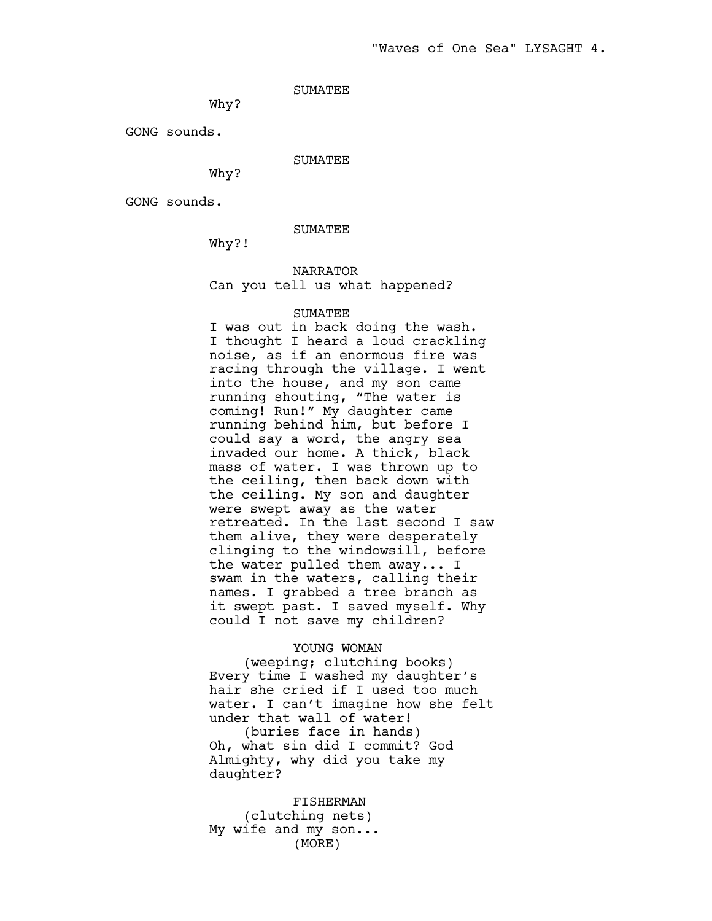SUMATEE

Why?

GONG sounds.

SUMATEE

Why?

GONG sounds.

SUMATEE

Why?!

NARRATOR

Can you tell us what happened?

SUMATEE

I was out in back doing the wash. I thought I heard a loud crackling noise, as if an enormous fire was racing through the village. I went into the house, and my son came running shouting, “The water is coming! Run!” My daughter came running behind him, but before I could say a word, the angry sea invaded our home. A thick, black mass of water. I was thrown up to the ceiling, then back down with the ceiling. My son and daughter were swept away as the water retreated. In the last second I saw them alive, they were desperately clinging to the windowsill, before the water pulled them away... I swam in the waters, calling their names. I grabbed a tree branch as it swept past. I saved myself. Why could I not save my children?

YOUNG WOMAN

(weeping; clutching books)

Every time I washed my daughter’s hair she cried if I used too much water. I can’t imagine how she felt under that wall of water!

(buries face in hands)

Oh, what sin did I commit? God Almighty, why did you take my daughter?

FISHERMAN

(clutching nets)

My wife and my son...

(MORE)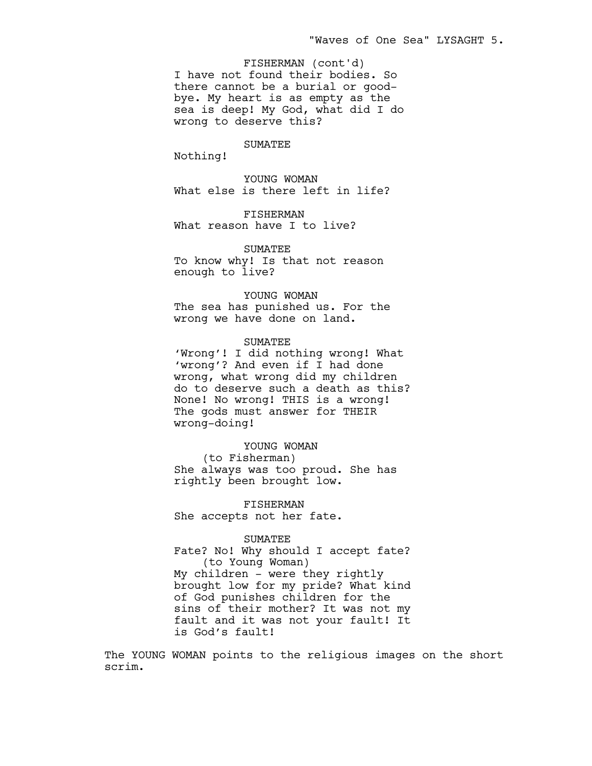FISHERMAN (cont'd)
I have not found their bodies. So there cannot be a burial or good-bye. My heart is as empty as the sea is deep! My God, what did I do wrong to deserve this?

SUMATEE
Nothing!

YOUNG WOMAN
What else is there left in life?

FISHERMAN
What reason have I to live?

SUMATEE
To know why! Is that not reason enough to live?

YOUNG WOMAN
The sea has punished us. For the wrong we have done on land.

SUMATEE
'Wrong'! I did nothing wrong! What 'wrong'? And even if I had done wrong, what wrong did my children do to deserve such a death as this? None! No wrong! THIS is a wrong! The gods must answer for THEIR wrong-doing!

YOUNG WOMAN
(to Fisherman)
She always was too proud. She has rightly been brought low.

FISHERMAN
She accepts not her fate.

SUMATEE
Fate? No! Why should I accept fate?
(to Young Woman)
My children - were they rightly brought low for my pride? What kind of God punishes children for the sins of their mother? It was not my fault and it was not your fault! It is God's fault!

The YOUNG WOMAN points to the religious images on the short scrim.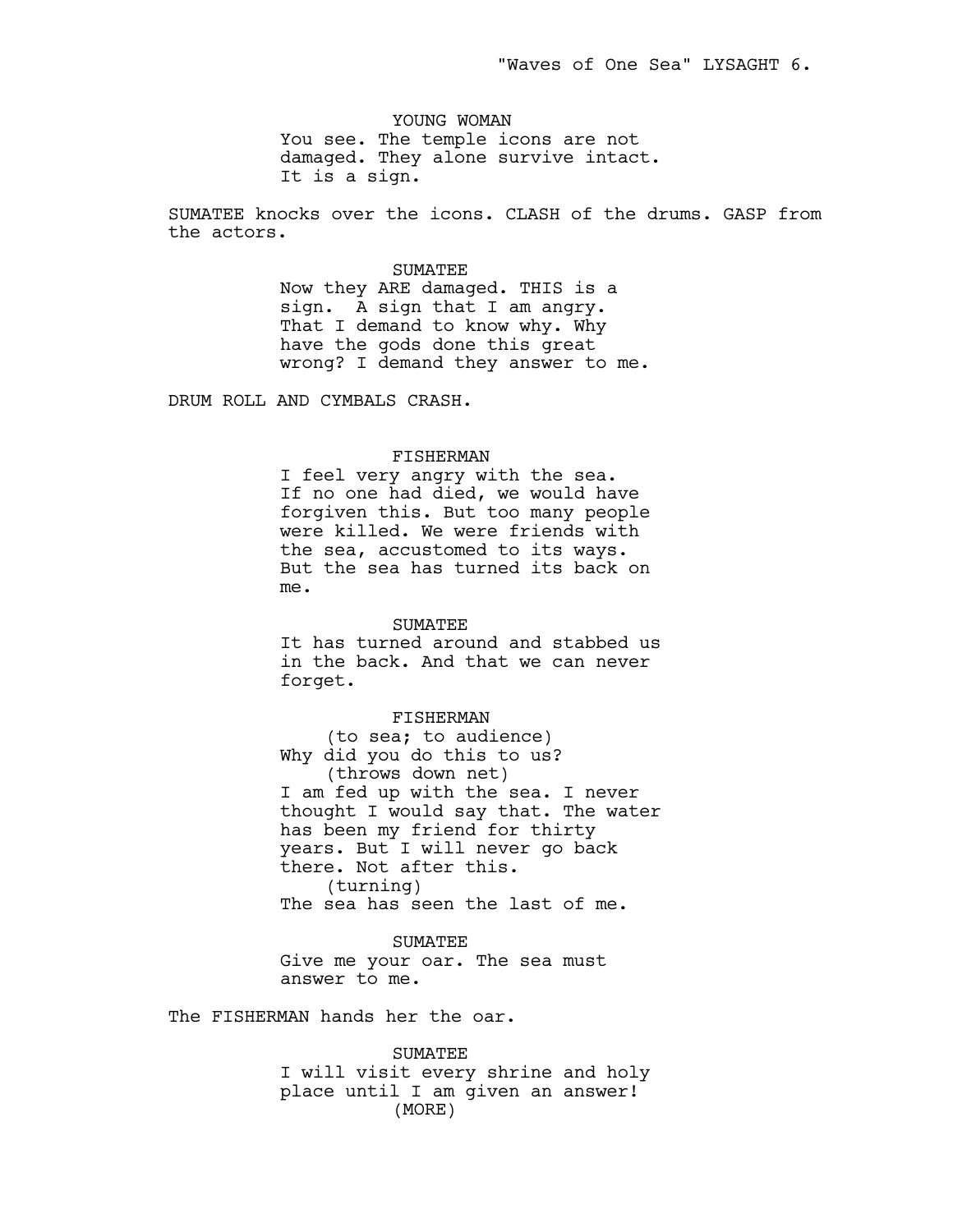YOUNG WOMAN

You see. The temple icons are not damaged. They alone survive intact. It is a sign.

SUMATEE knocks over the icons. CLASH of the drums. GASP from the actors.

SUMATEE

Now they ARE damaged. THIS is a sign.  A sign that I am angry. That I demand to know why. Why have the gods done this great wrong? I demand they answer to me.

DRUM ROLL AND CYMBALS CRASH.

FISHERMAN

I feel very angry with the sea. If no one had died, we would have forgiven this. But too many people were killed. We were friends with the sea, accustomed to its ways. But the sea has turned its back on me.

SUMATEE

It has turned around and stabbed us in the back. And that we can never forget.

FISHERMAN

(to sea; to audience)

Why did you do this to us?

(throws down net)

I am fed up with the sea. I never thought I would say that. The water has been my friend for thirty years. But I will never go back there. Not after this.

(turning)

The sea has seen the last of me.

SUMATEE

Give me your oar. The sea must answer to me.

The FISHERMAN hands her the oar.

SUMATEE

I will visit every shrine and holy place until I am given an answer!

(MORE)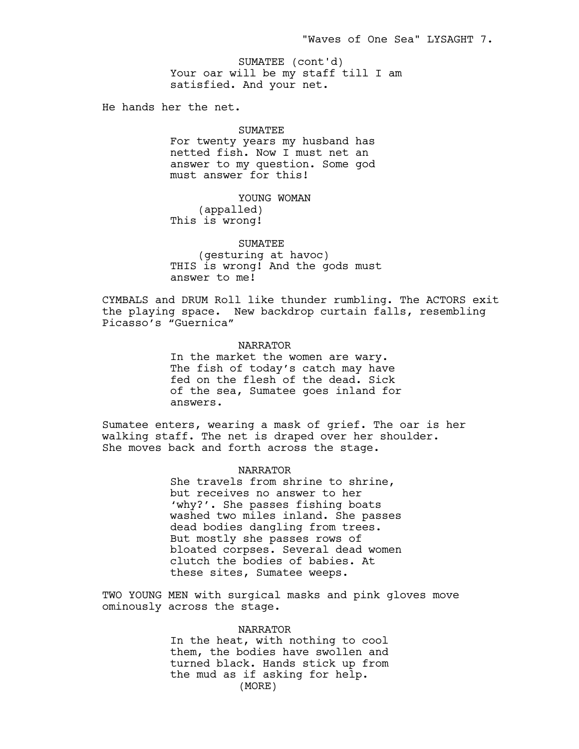SUMATEE (cont'd)
Your oar will be my staff till I am satisfied. And your net.

He hands her the net.

SUMATEE
For twenty years my husband has netted fish. Now I must net an answer to my question. Some god must answer for this!

YOUNG WOMAN
(appalled)
This is wrong!

SUMATEE
(gesturing at havoc)
THIS is wrong! And the gods must answer to me!

CYMBALS and DRUM Roll like thunder rumbling. The ACTORS exit the playing space. New backdrop curtain falls, resembling Picasso's "Guernica"

NARRATOR
In the market the women are wary. The fish of today's catch may have fed on the flesh of the dead. Sick of the sea, Sumatee goes inland for answers.

Sumatee enters, wearing a mask of grief. The oar is her walking staff. The net is draped over her shoulder. She moves back and forth across the stage.

NARRATOR
She travels from shrine to shrine, but receives no answer to her 'why?'. She passes fishing boats washed two miles inland. She passes dead bodies dangling from trees. But mostly she passes rows of bloated corpses. Several dead women clutch the bodies of babies. At these sites, Sumatee weeps.

TWO YOUNG MEN with surgical masks and pink gloves move ominously across the stage.

NARRATOR
In the heat, with nothing to cool them, the bodies have swollen and turned black. Hands stick up from the mud as if asking for help.
(MORE)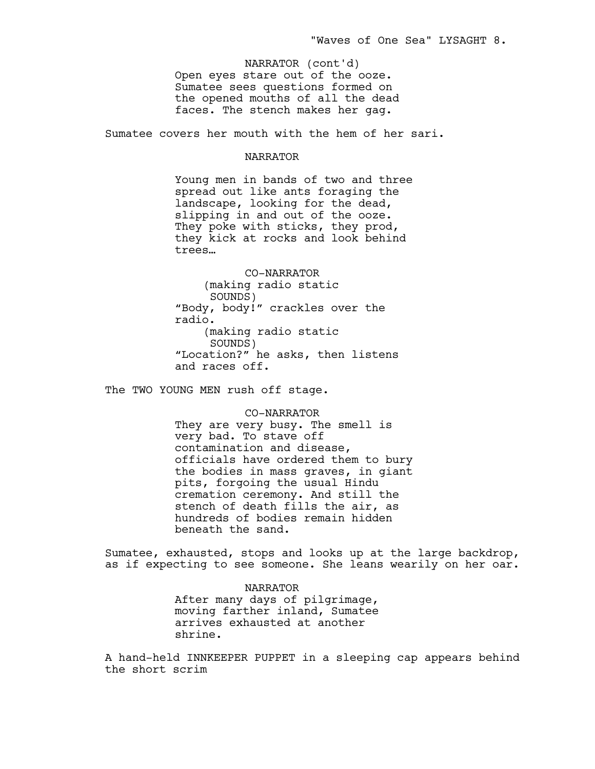NARRATOR (cont'd)
Open eyes stare out of the ooze. Sumatee sees questions formed on the opened mouths of all the dead faces. The stench makes her gag.

Sumatee covers her mouth with the hem of her sari.

NARRATOR

Young men in bands of two and three spread out like ants foraging the landscape, looking for the dead, slipping in and out of the ooze. They poke with sticks, they prod, they kick at rocks and look behind trees…

CO-NARRATOR
(making radio static SOUNDS)
"Body, body!" crackles over the radio.
(making radio static SOUNDS)
"Location?" he asks, then listens and races off.

The TWO YOUNG MEN rush off stage.

CO-NARRATOR
They are very busy. The smell is very bad. To stave off contamination and disease, officials have ordered them to bury the bodies in mass graves, in giant pits, forgoing the usual Hindu cremation ceremony. And still the stench of death fills the air, as hundreds of bodies remain hidden beneath the sand.

Sumatee, exhausted, stops and looks up at the large backdrop, as if expecting to see someone. She leans wearily on her oar.

NARRATOR
After many days of pilgrimage, moving farther inland, Sumatee arrives exhausted at another shrine.

A hand-held INNKEEPER PUPPET in a sleeping cap appears behind the short scrim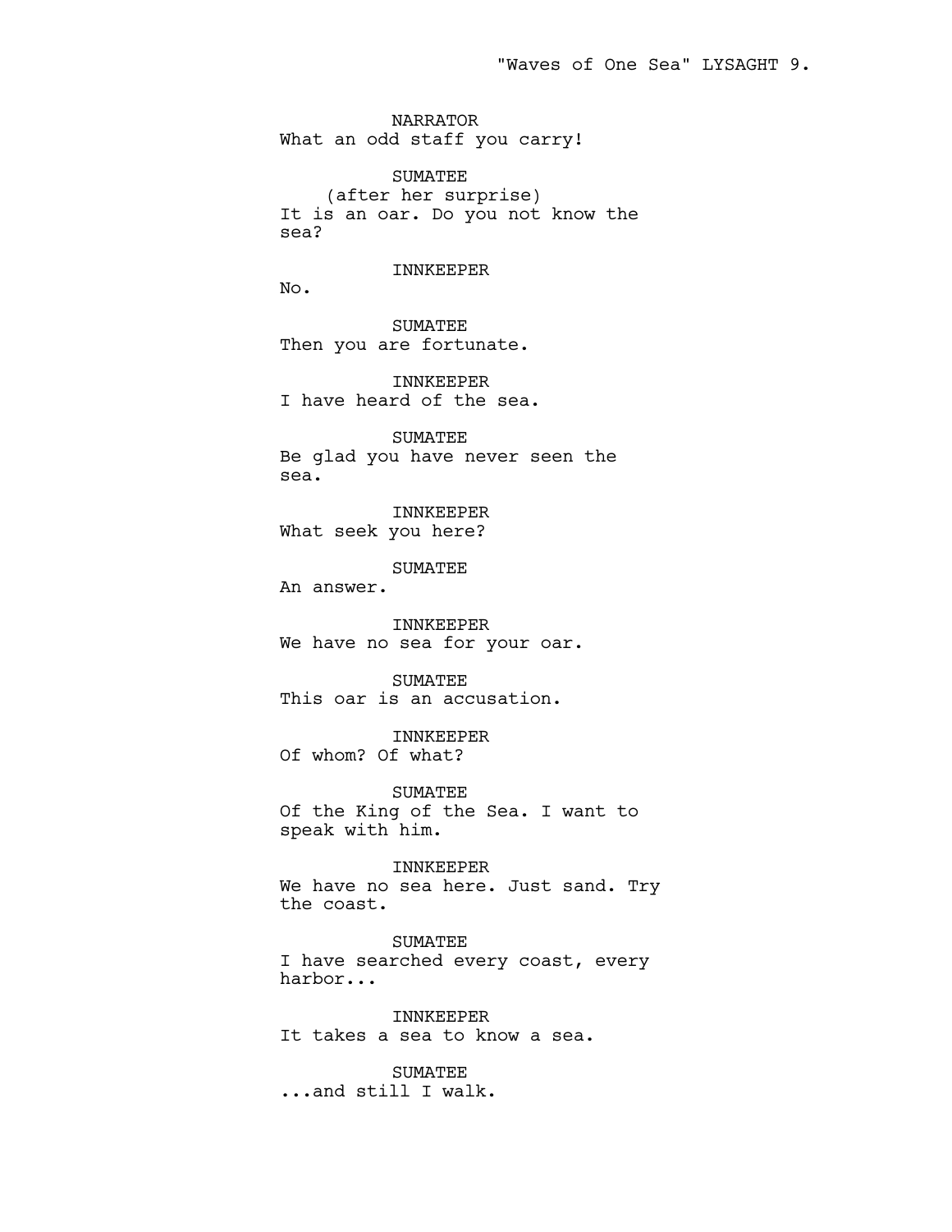NARRATOR
What an odd staff you carry!

SUMATEE
(after her surprise)
It is an oar. Do you not know the sea?

INNKEEPER
No.

SUMATEE
Then you are fortunate.

INNKEEPER
I have heard of the sea.

SUMATEE
Be glad you have never seen the sea.

INNKEEPER
What seek you here?

SUMATEE
An answer.

INNKEEPER
We have no sea for your oar.

SUMATEE
This oar is an accusation.

INNKEEPER
Of whom? Of what?

SUMATEE
Of the King of the Sea. I want to speak with him.

INNKEEPER
We have no sea here. Just sand. Try the coast.

SUMATEE
I have searched every coast, every harbor...

INNKEEPER
It takes a sea to know a sea.

SUMATEE
...and still I walk.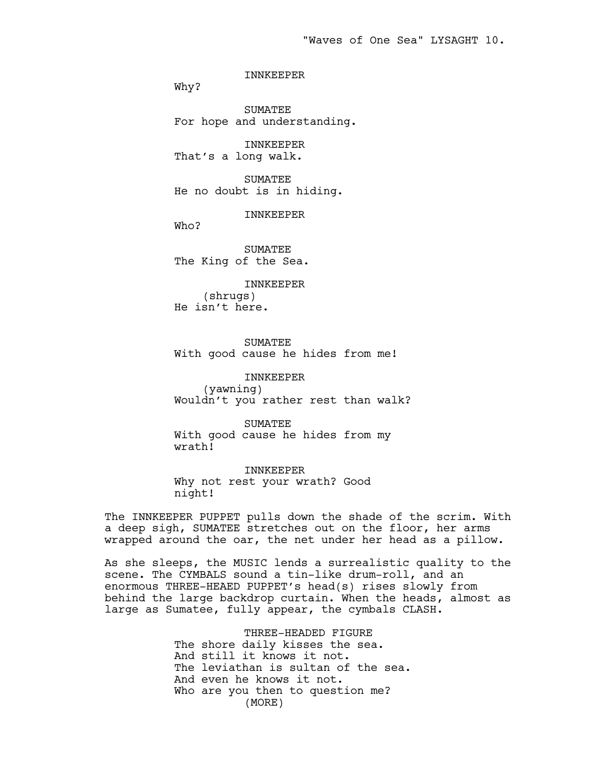INNKEEPER
Why?

SUMATEE
For hope and understanding.

INNKEEPER
That's a long walk.

SUMATEE
He no doubt is in hiding.

INNKEEPER
Who?

SUMATEE
The King of the Sea.

INNKEEPER
(shrugs)
He isn't here.

SUMATEE
With good cause he hides from me!

INNKEEPER
(yawning)
Wouldn't you rather rest than walk?

SUMATEE
With good cause he hides from my wrath!

INNKEEPER
Why not rest your wrath? Good night!

The INNKEEPER PUPPET pulls down the shade of the scrim. With a deep sigh, SUMATEE stretches out on the floor, her arms wrapped around the oar, the net under her head as a pillow.

As she sleeps, the MUSIC lends a surrealistic quality to the scene. The CYMBALS sound a tin-like drum-roll, and an enormous THREE-HEAED PUPPET's head(s) rises slowly from behind the large backdrop curtain. When the heads, almost as large as Sumatee, fully appear, the cymbals CLASH.

THREE-HEADED FIGURE
The shore daily kisses the sea.
And still it knows it not.
The leviathan is sultan of the sea.
And even he knows it not.
Who are you then to question me?
(MORE)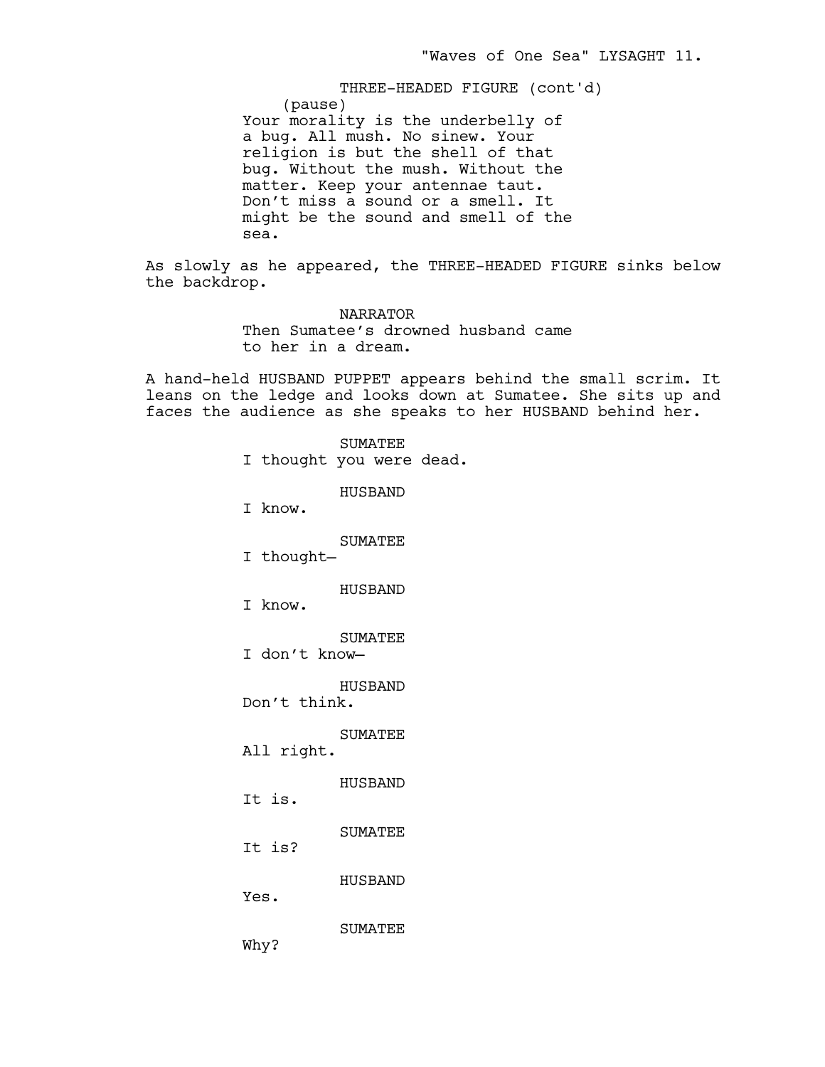THREE-HEADED FIGURE (cont'd)
(pause)
Your morality is the underbelly of a bug. All mush. No sinew. Your religion is but the shell of that bug. Without the mush. Without the matter. Keep your antennae taut. Don't miss a sound or a smell. It might be the sound and smell of the sea.

As slowly as he appeared, the THREE-HEADED FIGURE sinks below the backdrop.

NARRATOR
Then Sumatee's drowned husband came to her in a dream.

A hand-held HUSBAND PUPPET appears behind the small scrim. It leans on the ledge and looks down at Sumatee. She sits up and faces the audience as she speaks to her HUSBAND behind her.

SUMATEE
I thought you were dead.

HUSBAND
I know.

SUMATEE
I thought—

HUSBAND
I know.

SUMATEE
I don't know—

HUSBAND
Don't think.

SUMATEE
All right.

HUSBAND
It is.

SUMATEE
It is?

HUSBAND
Yes.

SUMATEE
Why?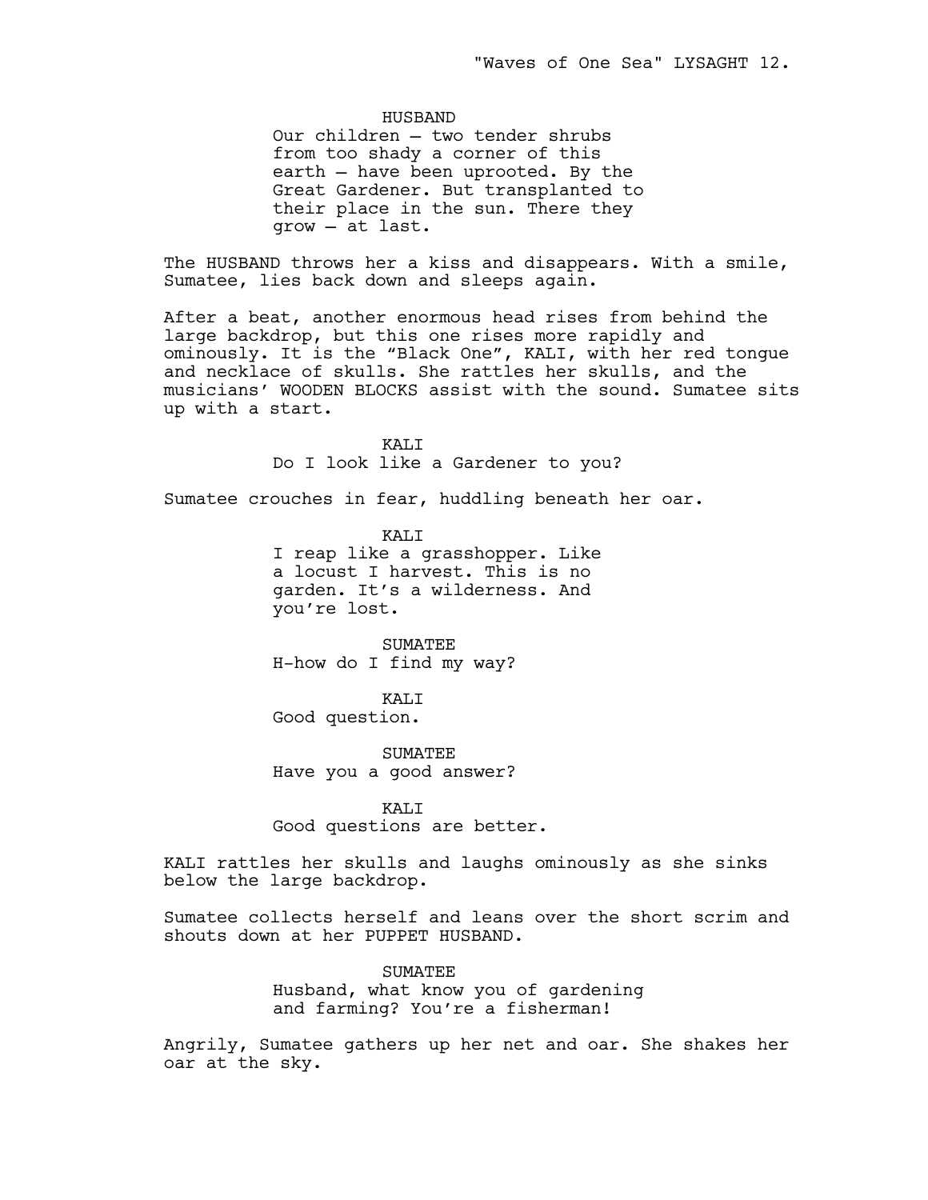HUSBAND

Our children – two tender shrubs from too shady a corner of this earth – have been uprooted. By the Great Gardener. But transplanted to their place in the sun. There they grow – at last.

The HUSBAND throws her a kiss and disappears. With a smile, Sumatee, lies back down and sleeps again.

After a beat, another enormous head rises from behind the large backdrop, but this one rises more rapidly and ominously. It is the “Black One”, KALI, with her red tongue and necklace of skulls. She rattles her skulls, and the musicians’ WOODEN BLOCKS assist with the sound. Sumatee sits up with a start.

KALI

Do I look like a Gardener to you?

Sumatee crouches in fear, huddling beneath her oar.

KALI

I reap like a grasshopper. Like a locust I harvest. This is no garden. It’s a wilderness. And you’re lost.

SUMATEE

H-how do I find my way?

KALI

Good question.

SUMATEE

Have you a good answer?

KALI

Good questions are better.

KALI rattles her skulls and laughs ominously as she sinks below the large backdrop.

Sumatee collects herself and leans over the short scrim and shouts down at her PUPPET HUSBAND.

SUMATEE

Husband, what know you of gardening and farming? You’re a fisherman!

Angrily, Sumatee gathers up her net and oar. She shakes her oar at the sky.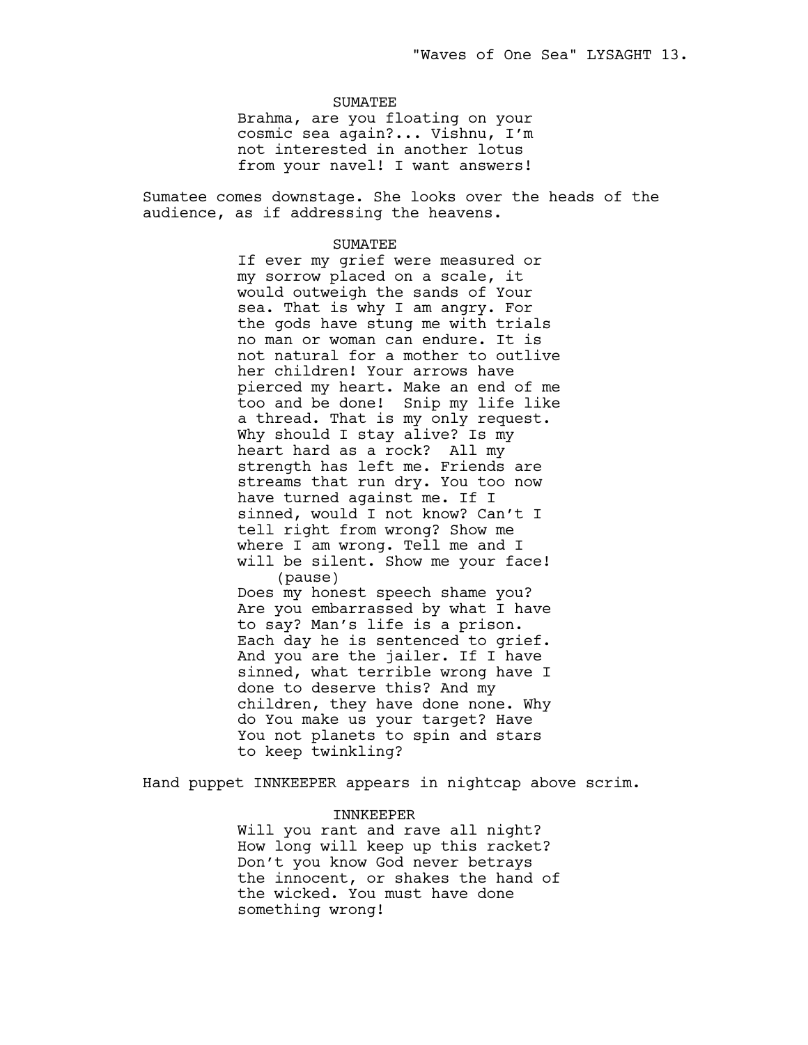SUMATEE

Brahma, are you floating on your cosmic sea again?... Vishnu, I'm not interested in another lotus from your navel! I want answers!

Sumatee comes downstage. She looks over the heads of the audience, as if addressing the heavens.

SUMATEE

If ever my grief were measured or my sorrow placed on a scale, it would outweigh the sands of Your sea. That is why I am angry. For the gods have stung me with trials no man or woman can endure. It is not natural for a mother to outlive her children! Your arrows have pierced my heart. Make an end of me too and be done! Snip my life like a thread. That is my only request. Why should I stay alive? Is my heart hard as a rock? All my strength has left me. Friends are streams that run dry. You too now have turned against me. If I sinned, would I not know? Can't I tell right from wrong? Show me where I am wrong. Tell me and I will be silent. Show me your face!

(pause)

Does my honest speech shame you? Are you embarrassed by what I have to say? Man's life is a prison. Each day he is sentenced to grief. And you are the jailer. If I have sinned, what terrible wrong have I done to deserve this? And my children, they have done none. Why do You make us your target? Have You not planets to spin and stars to keep twinkling?

Hand puppet INNKEEPER appears in nightcap above scrim.

INNKEEPER

Will you rant and rave all night? How long will keep up this racket? Don't you know God never betrays the innocent, or shakes the hand of the wicked. You must have done something wrong!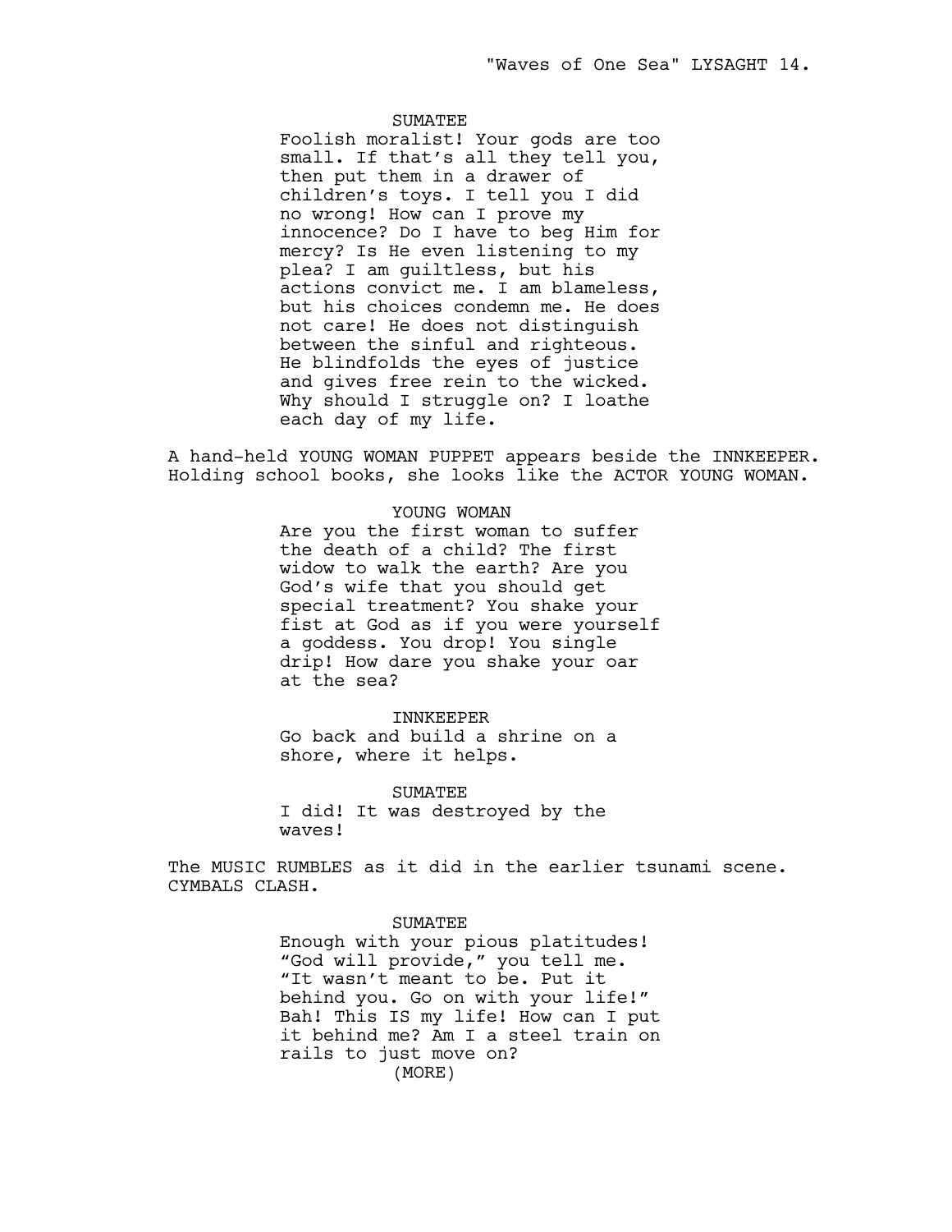SUMATEE

Foolish moralist! Your gods are too small. If that's all they tell you, then put them in a drawer of children's toys. I tell you I did no wrong! How can I prove my innocence? Do I have to beg Him for mercy? Is He even listening to my plea? I am guiltless, but his actions convict me. I am blameless, but his choices condemn me. He does not care! He does not distinguish between the sinful and righteous. He blindfolds the eyes of justice and gives free rein to the wicked. Why should I struggle on? I loathe each day of my life.

A hand-held YOUNG WOMAN PUPPET appears beside the INNKEEPER. Holding school books, she looks like the ACTOR YOUNG WOMAN.

YOUNG WOMAN

Are you the first woman to suffer the death of a child? The first widow to walk the earth? Are you God's wife that you should get special treatment? You shake your fist at God as if you were yourself a goddess. You drop! You single drip! How dare you shake your oar at the sea?

INNKEEPER

Go back and build a shrine on a shore, where it helps.

SUMATEE

I did! It was destroyed by the waves!

The MUSIC RUMBLES as it did in the earlier tsunami scene. CYMBALS CLASH.

SUMATEE

Enough with your pious platitudes! "God will provide," you tell me. "It wasn't meant to be. Put it behind you. Go on with your life!" Bah! This IS my life! How can I put it behind me? Am I a steel train on rails to just move on?

(MORE)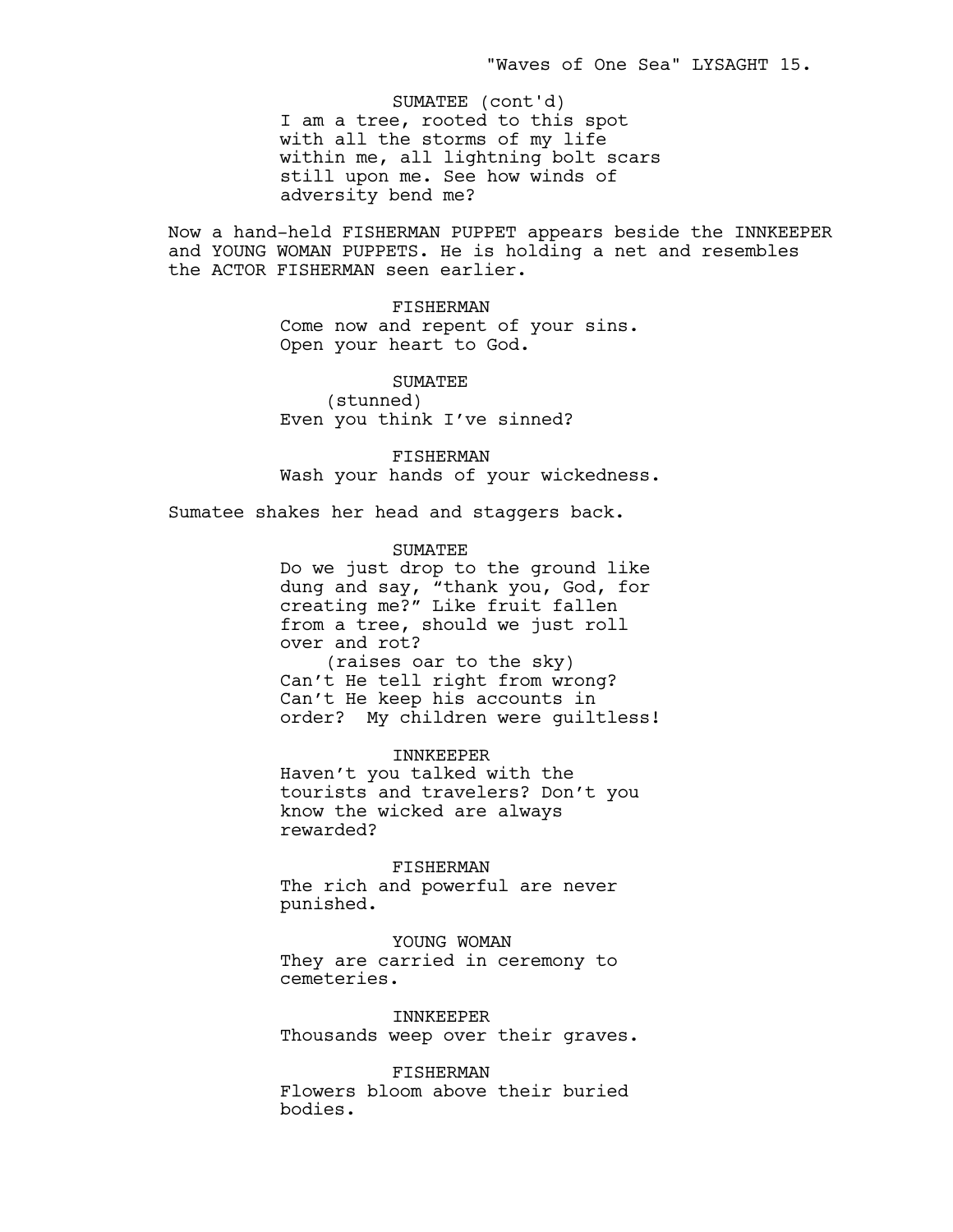SUMATEE (cont'd)
I am a tree, rooted to this spot with all the storms of my life within me, all lightning bolt scars still upon me. See how winds of adversity bend me?

Now a hand-held FISHERMAN PUPPET appears beside the INNKEEPER and YOUNG WOMAN PUPPETS. He is holding a net and resembles the ACTOR FISHERMAN seen earlier.

FISHERMAN
Come now and repent of your sins. Open your heart to God.

SUMATEE
(stunned)
Even you think I've sinned?

FISHERMAN
Wash your hands of your wickedness.

Sumatee shakes her head and staggers back.

SUMATEE
Do we just drop to the ground like dung and say, "thank you, God, for creating me?" Like fruit fallen from a tree, should we just roll over and rot?
(raises oar to the sky)
Can't He tell right from wrong? Can't He keep his accounts in order? My children were guiltless!

INNKEEPER
Haven't you talked with the tourists and travelers? Don't you know the wicked are always rewarded?

FISHERMAN
The rich and powerful are never punished.

YOUNG WOMAN
They are carried in ceremony to cemeteries.

INNKEEPER
Thousands weep over their graves.

FISHERMAN
Flowers bloom above their buried bodies.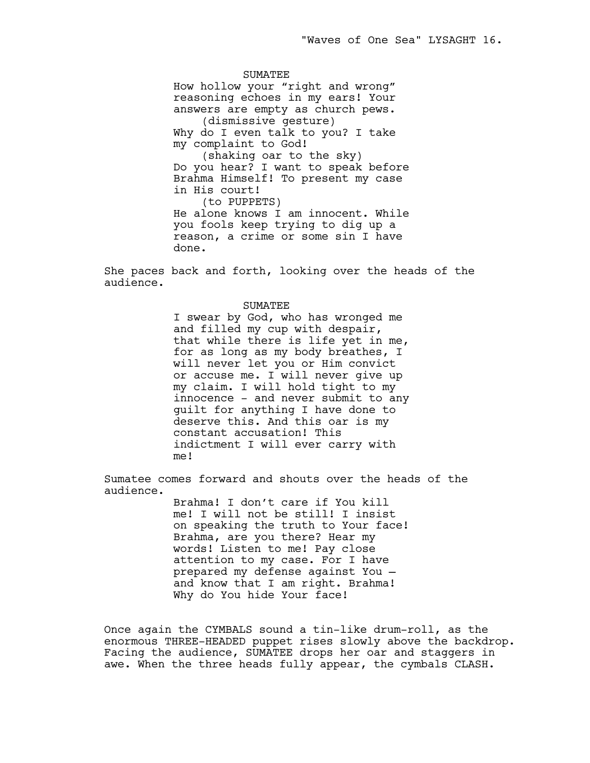SUMATEE

How hollow your “right and wrong” reasoning echoes in my ears! Your answers are empty as church pews.

(dismissive gesture)

Why do I even talk to you? I take my complaint to God!

(shaking oar to the sky)

Do you hear? I want to speak before Brahma Himself! To present my case in His court!

(to PUPPETS)

He alone knows I am innocent. While you fools keep trying to dig up a reason, a crime or some sin I have done.

She paces back and forth, looking over the heads of the audience.

SUMATEE

I swear by God, who has wronged me and filled my cup with despair, that while there is life yet in me, for as long as my body breathes, I will never let you or Him convict or accuse me. I will never give up my claim. I will hold tight to my innocence - and never submit to any guilt for anything I have done to deserve this. And this oar is my constant accusation! This indictment I will ever carry with me!

Sumatee comes forward and shouts over the heads of the audience.

Brahma! I don’t care if You kill me! I will not be still! I insist on speaking the truth to Your face! Brahma, are you there? Hear my words! Listen to me! Pay close attention to my case. For I have prepared my defense against You – and know that I am right. Brahma! Why do You hide Your face!

Once again the CYMBALS sound a tin-like drum-roll, as the enormous THREE-HEADED puppet rises slowly above the backdrop. Facing the audience, SUMATEE drops her oar and staggers in awe. When the three heads fully appear, the cymbals CLASH.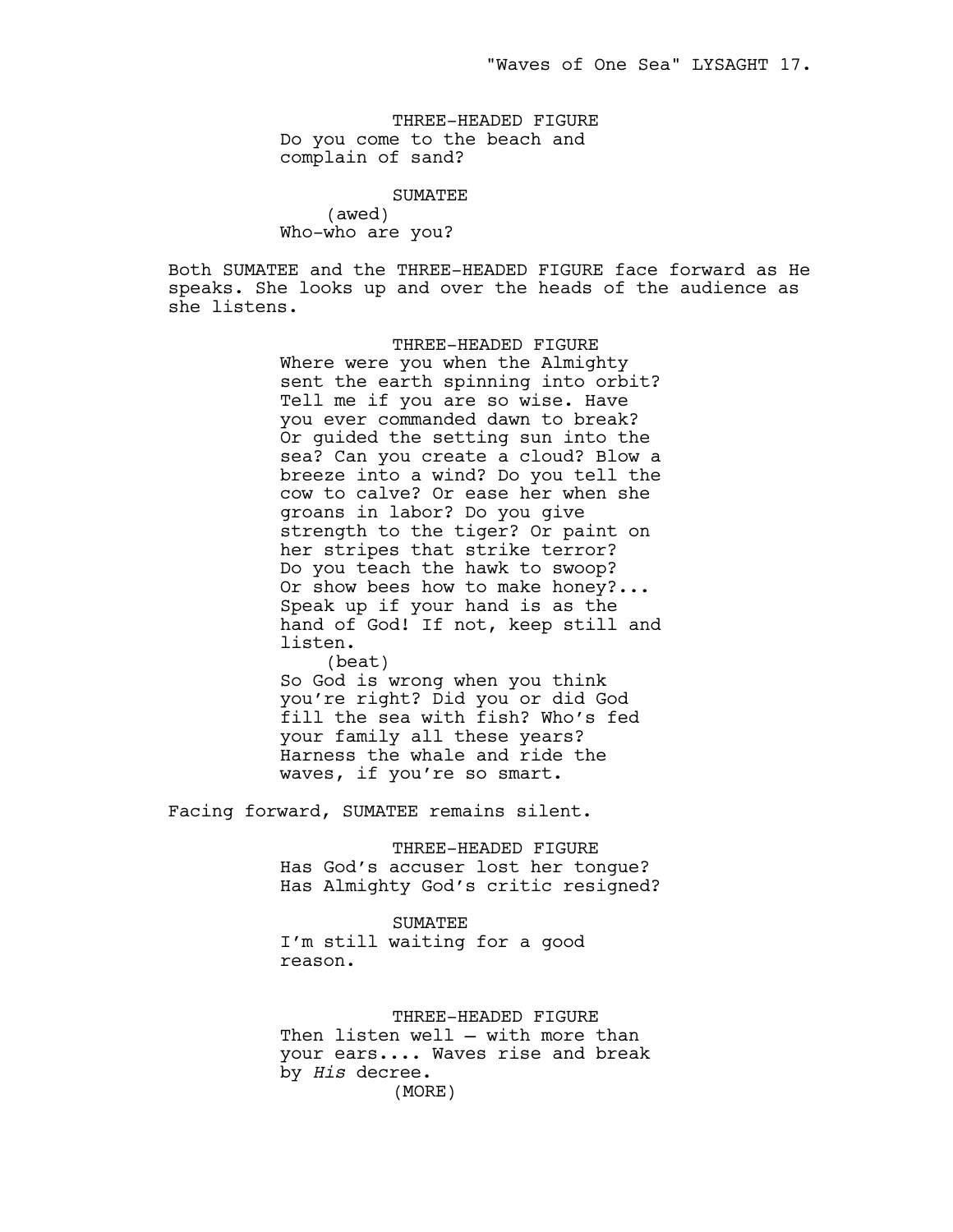THREE-HEADED FIGURE
Do you come to the beach and complain of sand?

SUMATEE
(awed)
Who-who are you?

Both SUMATEE and the THREE-HEADED FIGURE face forward as He speaks. She looks up and over the heads of the audience as she listens.

THREE-HEADED FIGURE
Where were you when the Almighty sent the earth spinning into orbit? Tell me if you are so wise. Have you ever commanded dawn to break? Or guided the setting sun into the sea? Can you create a cloud? Blow a breeze into a wind? Do you tell the cow to calve? Or ease her when she groans in labor? Do you give strength to the tiger? Or paint on her stripes that strike terror? Do you teach the hawk to swoop? Or show bees how to make honey?... Speak up if your hand is as the hand of God! If not, keep still and listen.
(beat)
So God is wrong when you think you're right? Did you or did God fill the sea with fish? Who's fed your family all these years? Harness the whale and ride the waves, if you're so smart.

Facing forward, SUMATEE remains silent.

THREE-HEADED FIGURE
Has God's accuser lost her tongue? Has Almighty God's critic resigned?

SUMATEE
I'm still waiting for a good reason.

THREE-HEADED FIGURE
Then listen well — with more than your ears.... Waves rise and break by *His* decree.
(MORE)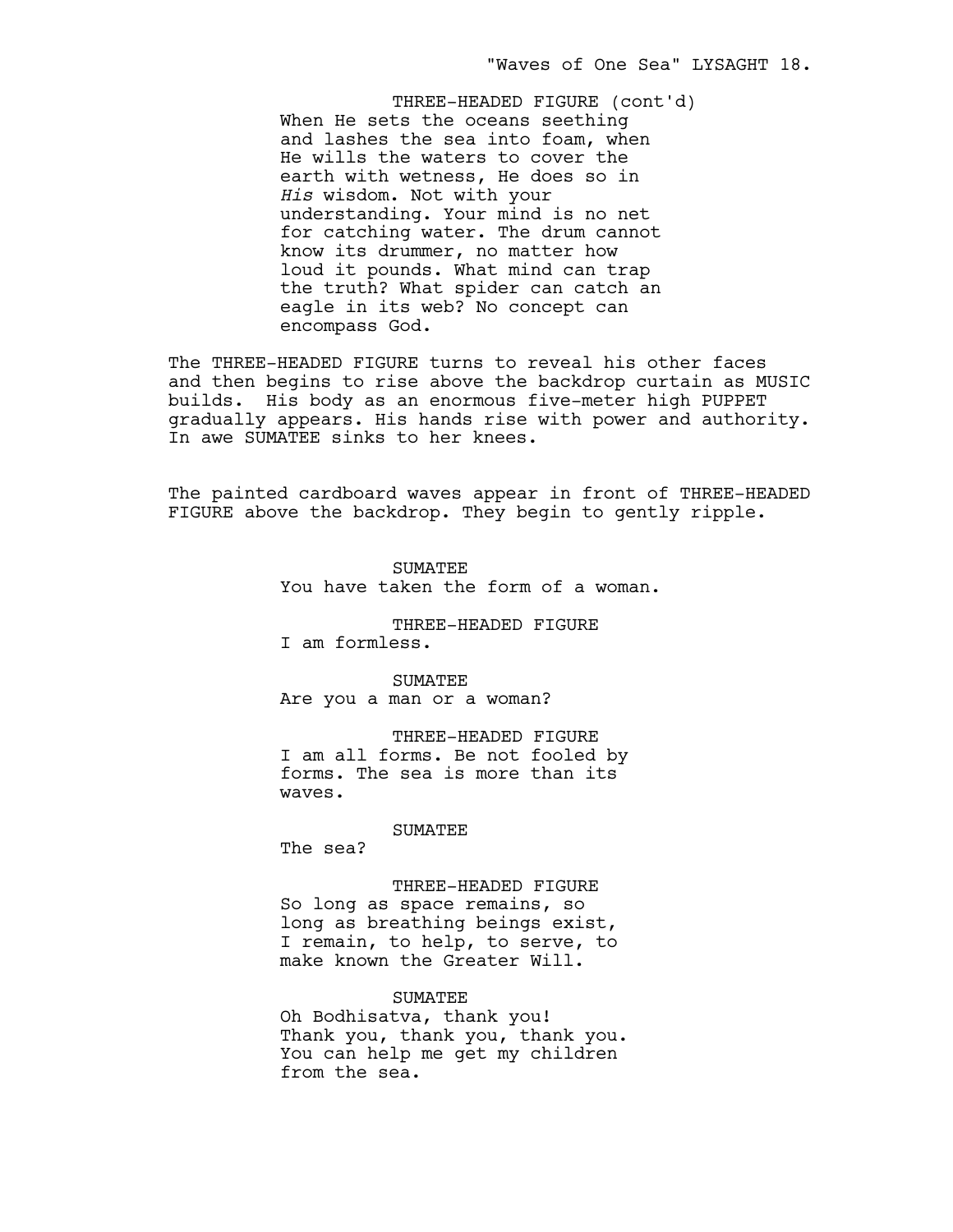THREE-HEADED FIGURE (cont'd)

When He sets the oceans seething and lashes the sea into foam, when He wills the waters to cover the earth with wetness, He does so in *His* wisdom. Not with your understanding. Your mind is no net for catching water. The drum cannot know its drummer, no matter how loud it pounds. What mind can trap the truth? What spider can catch an eagle in its web? No concept can encompass God.

The THREE-HEADED FIGURE turns to reveal his other faces and then begins to rise above the backdrop curtain as MUSIC builds. His body as an enormous five-meter high PUPPET gradually appears. His hands rise with power and authority. In awe SUMATEE sinks to her knees.

The painted cardboard waves appear in front of THREE-HEADED FIGURE above the backdrop. They begin to gently ripple.

SUMATEE

You have taken the form of a woman.

THREE-HEADED FIGURE

I am formless.

SUMATEE

Are you a man or a woman?

THREE-HEADED FIGURE

I am all forms. Be not fooled by forms. The sea is more than its waves.

SUMATEE

The sea?

THREE-HEADED FIGURE

So long as space remains, so long as breathing beings exist, I remain, to help, to serve, to make known the Greater Will.

SUMATEE

Oh Bodhisatva, thank you! Thank you, thank you, thank you. You can help me get my children from the sea.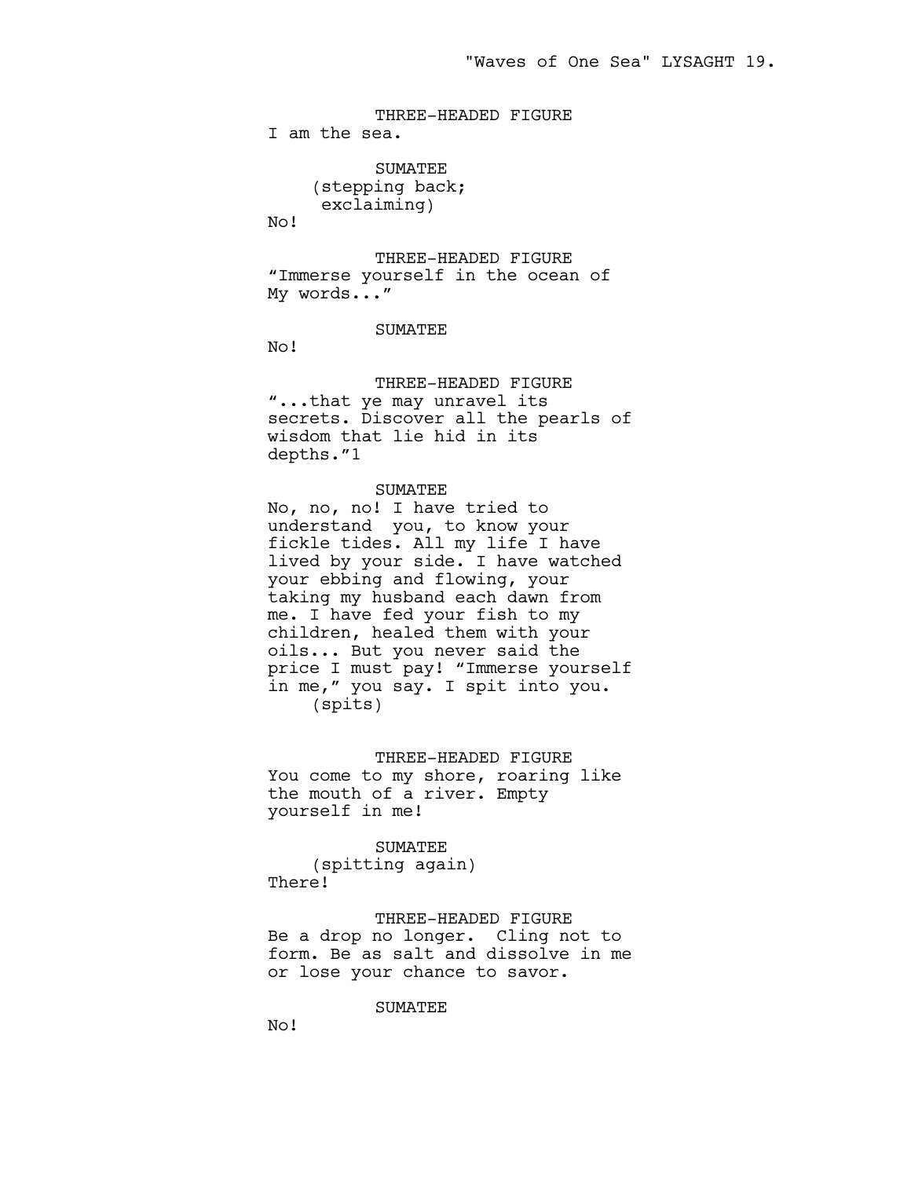THREE-HEADED FIGURE
I am the sea.

SUMATEE
(stepping back;
exclaiming)
No!

THREE-HEADED FIGURE
"Immerse yourself in the ocean of
My words..."

SUMATEE
No!

THREE-HEADED FIGURE
"...that ye may unravel its
secrets. Discover all the pearls of
wisdom that lie hid in its
depths."[1]

SUMATEE
No, no, no! I have tried to
understand you, to know your
fickle tides. All my life I have
lived by your side. I have watched
your ebbing and flowing, your
taking my husband each dawn from
me. I have fed your fish to my
children, healed them with your
oils... But you never said the
price I must pay! "Immerse yourself
in me," you say. I spit into you.
(spits)

THREE-HEADED FIGURE
You come to my shore, roaring like
the mouth of a river. Empty
yourself in me!

SUMATEE
(spitting again)
There!

THREE-HEADED FIGURE
Be a drop no longer. Cling not to
form. Be as salt and dissolve in me
or lose your chance to savor.

SUMATEE
No!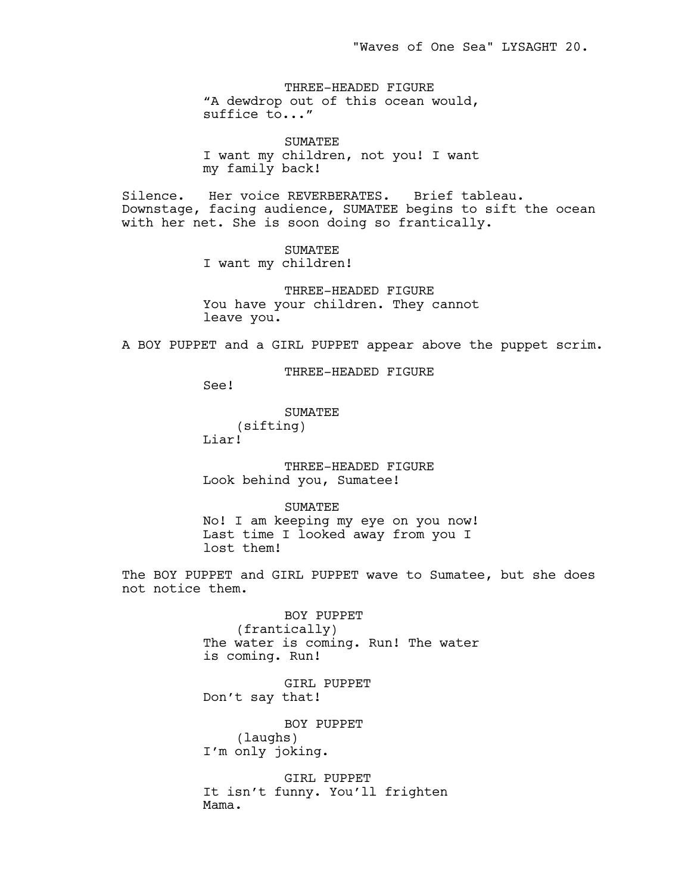THREE-HEADED FIGURE

"A dewdrop out of this ocean would, suffice to..."

SUMATEE

I want my children, not you! I want my family back!

Silence. Her voice REVERBERATES. Brief tableau. Downstage, facing audience, SUMATEE begins to sift the ocean with her net. She is soon doing so frantically.

SUMATEE

I want my children!

THREE-HEADED FIGURE

You have your children. They cannot leave you.

A BOY PUPPET and a GIRL PUPPET appear above the puppet scrim.

THREE-HEADED FIGURE

See!

SUMATEE

(sifting)

Liar!

THREE-HEADED FIGURE

Look behind you, Sumatee!

SUMATEE

No! I am keeping my eye on you now! Last time I looked away from you I lost them!

The BOY PUPPET and GIRL PUPPET wave to Sumatee, but she does not notice them.

BOY PUPPET

(frantically)

The water is coming. Run! The water is coming. Run!

GIRL PUPPET

Don't say that!

BOY PUPPET

(laughs)

I'm only joking.

GIRL PUPPET

It isn't funny. You'll frighten Mama.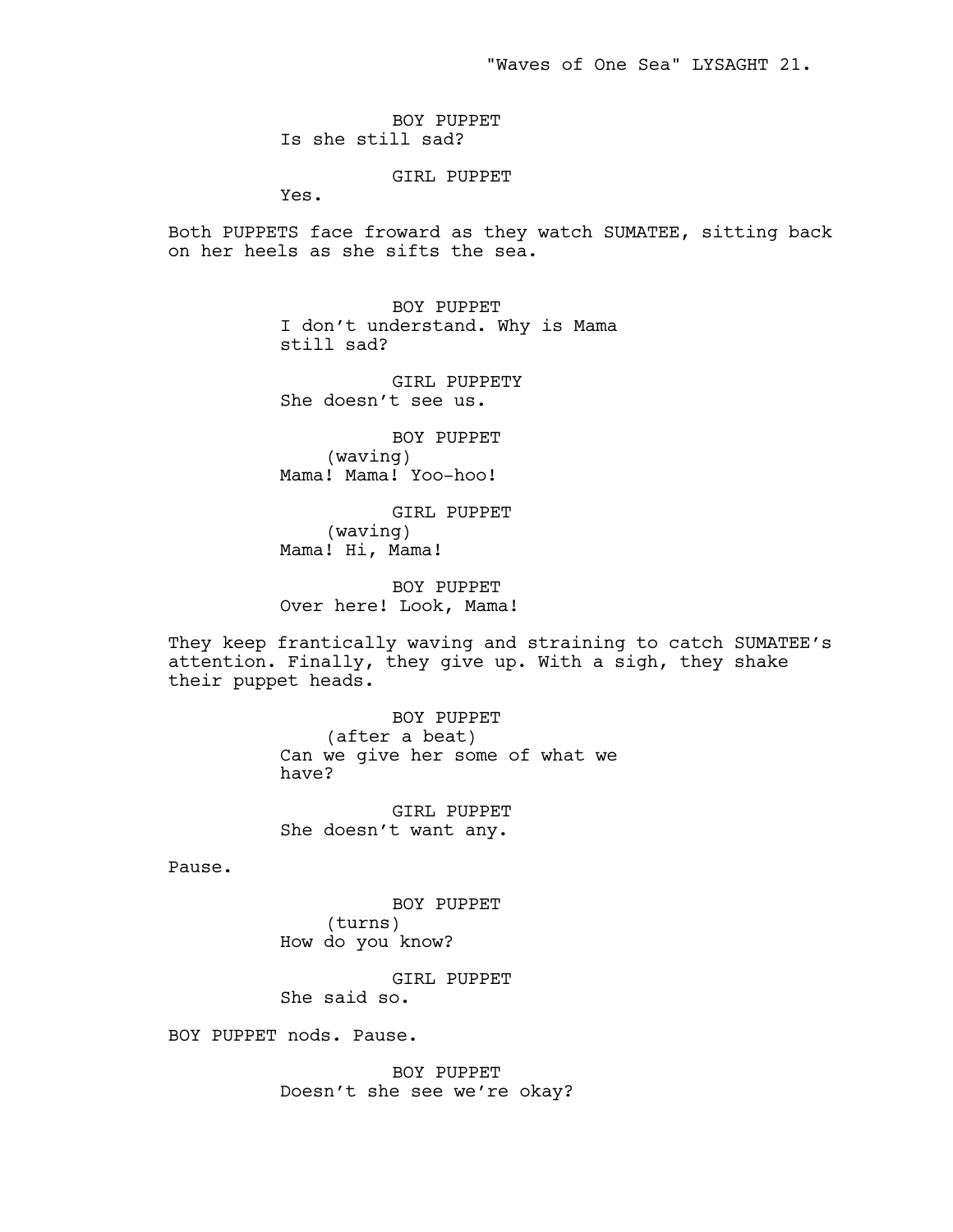BOY PUPPET
Is she still sad?

GIRL PUPPET
Yes.

Both PUPPETS face froward as they watch SUMATEE, sitting back on her heels as she sifts the sea.

BOY PUPPET
I don't understand. Why is Mama still sad?

GIRL PUPPETY
She doesn't see us.

BOY PUPPET
(waving)
Mama! Mama! Yoo-hoo!

GIRL PUPPET
(waving)
Mama! Hi, Mama!

BOY PUPPET
Over here! Look, Mama!

They keep frantically waving and straining to catch SUMATEE's attention. Finally, they give up. With a sigh, they shake their puppet heads.

BOY PUPPET
(after a beat)
Can we give her some of what we have?

GIRL PUPPET
She doesn't want any.

Pause.

BOY PUPPET
(turns)
How do you know?

GIRL PUPPET
She said so.

BOY PUPPET nods. Pause.

BOY PUPPET
Doesn't she see we're okay?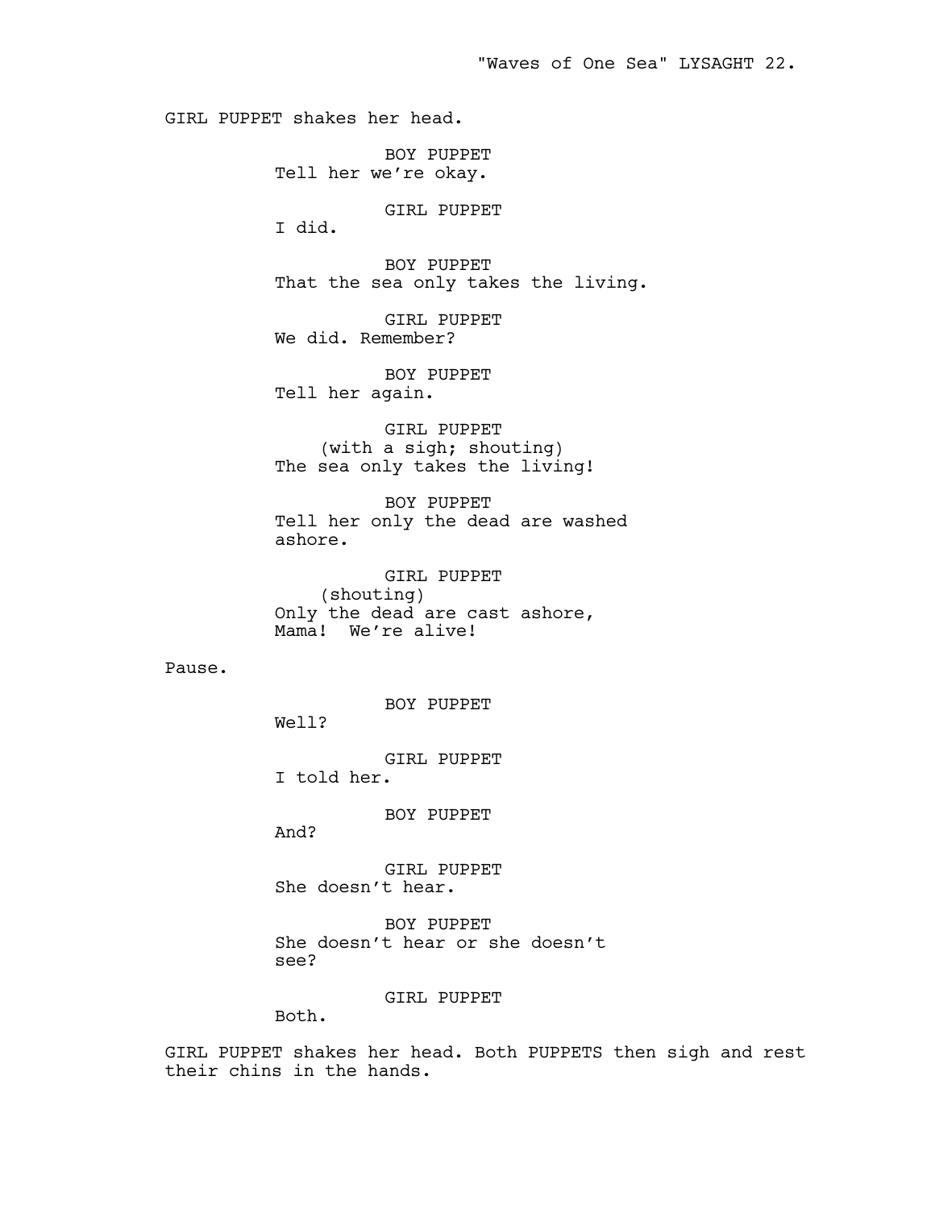GIRL PUPPET shakes her head.

BOY PUPPET
Tell her we're okay.

GIRL PUPPET
I did.

BOY PUPPET
That the sea only takes the living.

GIRL PUPPET
We did. Remember?

BOY PUPPET
Tell her again.

GIRL PUPPET
(with a sigh; shouting)
The sea only takes the living!

BOY PUPPET
Tell her only the dead are washed ashore.

GIRL PUPPET
(shouting)
Only the dead are cast ashore, Mama!  We're alive!

Pause.

BOY PUPPET
Well?

GIRL PUPPET
I told her.

BOY PUPPET
And?

GIRL PUPPET
She doesn't hear.

BOY PUPPET
She doesn't hear or she doesn't see?

GIRL PUPPET
Both.

GIRL PUPPET shakes her head. Both PUPPETS then sigh and rest their chins in the hands.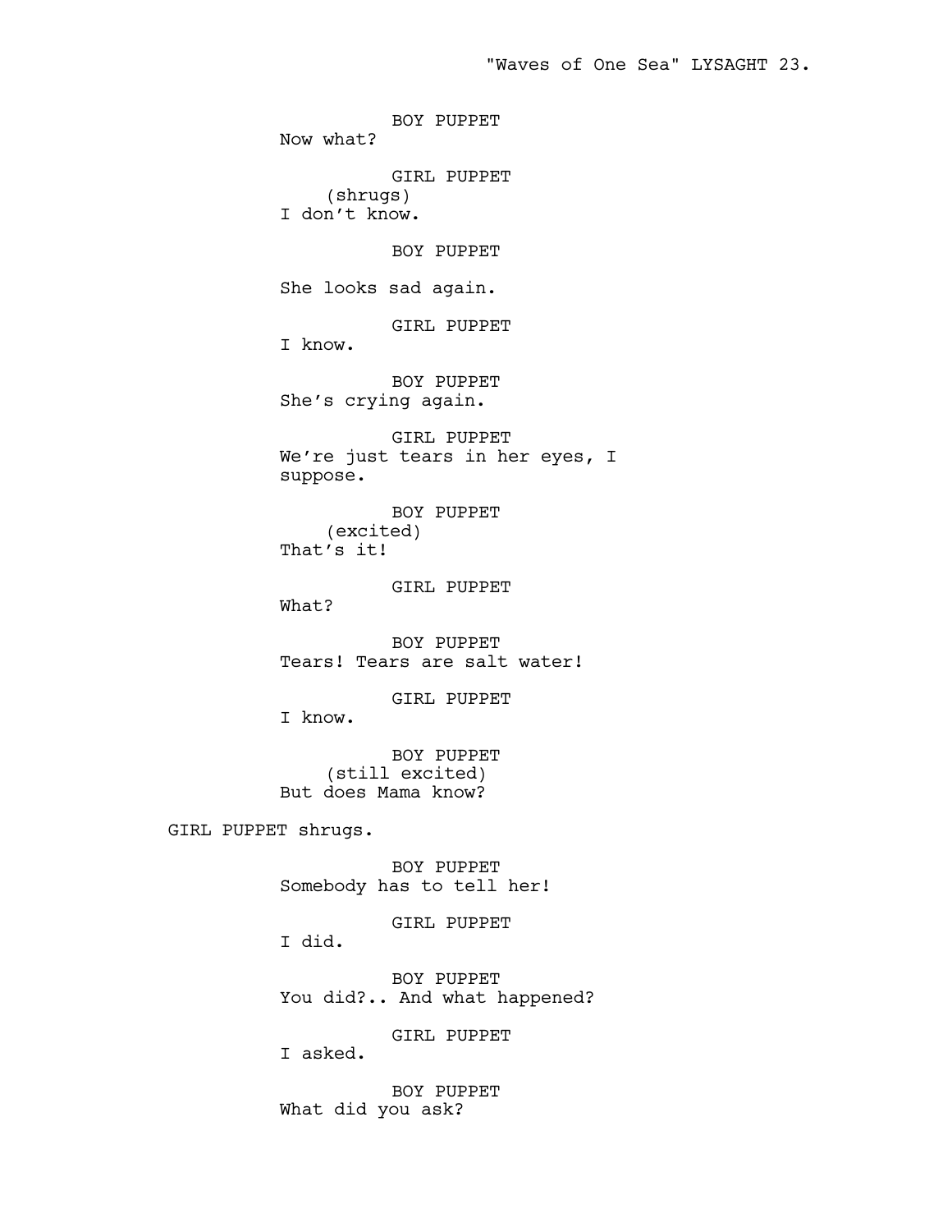BOY PUPPET
Now what?

GIRL PUPPET
(shrugs)
I don't know.

BOY PUPPET

She looks sad again.

GIRL PUPPET
I know.

BOY PUPPET
She's crying again.

GIRL PUPPET
We're just tears in her eyes, I suppose.

BOY PUPPET
(excited)
That's it!

GIRL PUPPET
What?

BOY PUPPET
Tears! Tears are salt water!

GIRL PUPPET
I know.

BOY PUPPET
(still excited)
But does Mama know?

GIRL PUPPET shrugs.

BOY PUPPET
Somebody has to tell her!

GIRL PUPPET
I did.

BOY PUPPET
You did?.. And what happened?

GIRL PUPPET
I asked.

BOY PUPPET
What did you ask?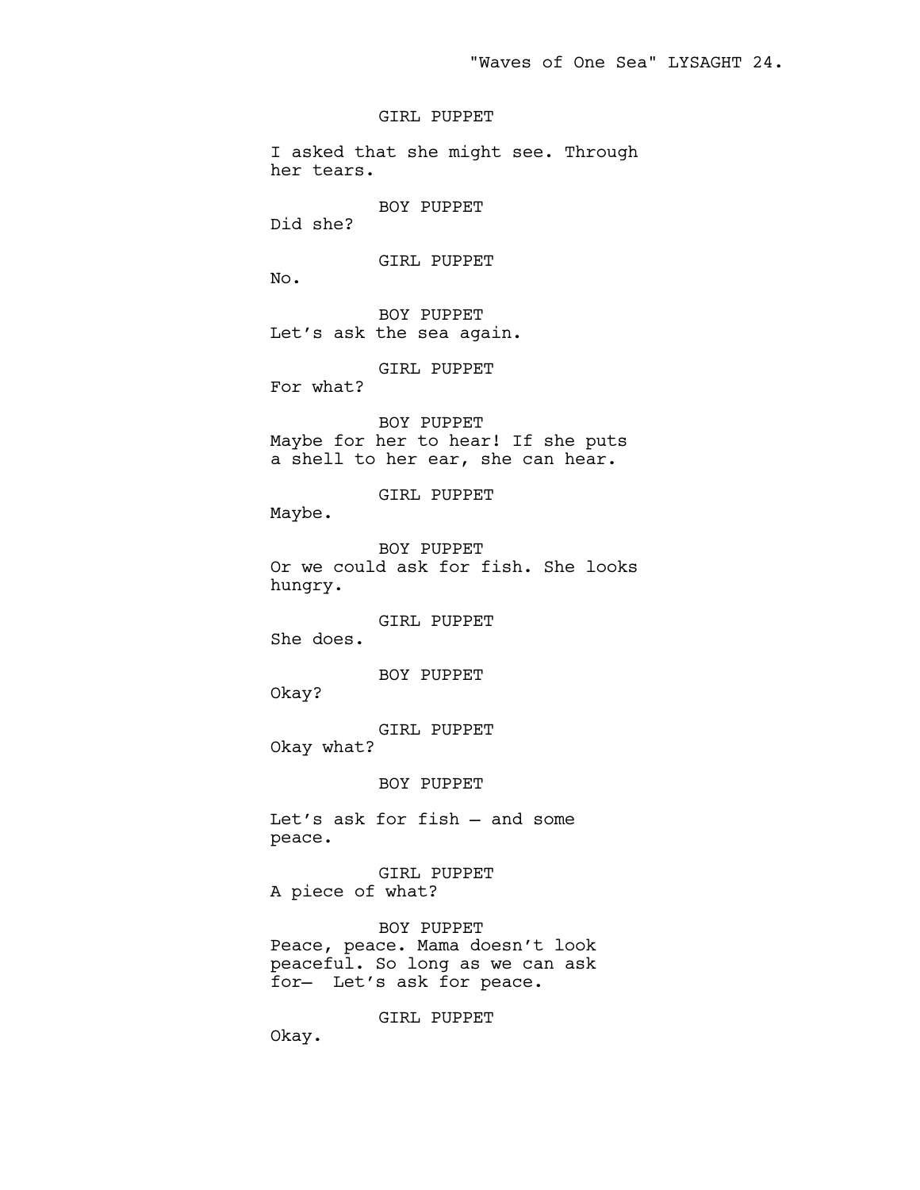GIRL PUPPET

I asked that she might see. Through her tears.

BOY PUPPET

Did she?

GIRL PUPPET

No.

BOY PUPPET

Let's ask the sea again.

GIRL PUPPET

For what?

BOY PUPPET

Maybe for her to hear! If she puts a shell to her ear, she can hear.

GIRL PUPPET

Maybe.

BOY PUPPET

Or we could ask for fish. She looks hungry.

GIRL PUPPET

She does.

BOY PUPPET

Okay?

GIRL PUPPET

Okay what?

BOY PUPPET

Let's ask for fish – and some peace.

GIRL PUPPET

A piece of what?

BOY PUPPET

Peace, peace. Mama doesn't look peaceful. So long as we can ask for– Let's ask for peace.

GIRL PUPPET

Okay.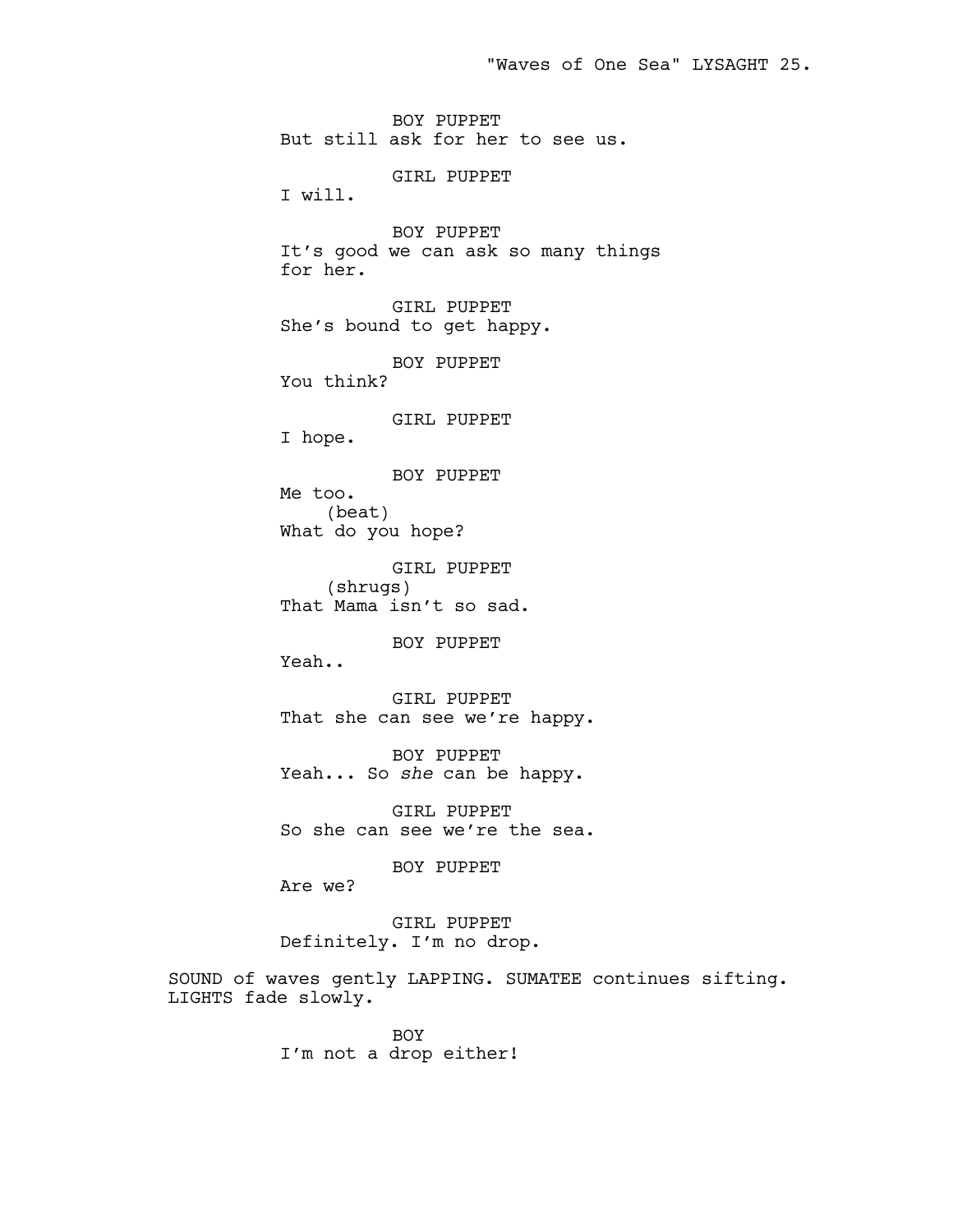BOY PUPPET
But still ask for her to see us.

GIRL PUPPET
I will.

BOY PUPPET
It's good we can ask so many things for her.

GIRL PUPPET
She's bound to get happy.

BOY PUPPET
You think?

GIRL PUPPET
I hope.

BOY PUPPET
Me too.
(beat)
What do you hope?

GIRL PUPPET
(shrugs)
That Mama isn't so sad.

BOY PUPPET
Yeah..

GIRL PUPPET
That she can see we're happy.

BOY PUPPET
Yeah... So *she* can be happy.

GIRL PUPPET
So she can see we're the sea.

BOY PUPPET
Are we?

GIRL PUPPET
Definitely. I'm no drop.

SOUND of waves gently LAPPING. SUMATEE continues sifting. LIGHTS fade slowly.

BOY
I'm not a drop either!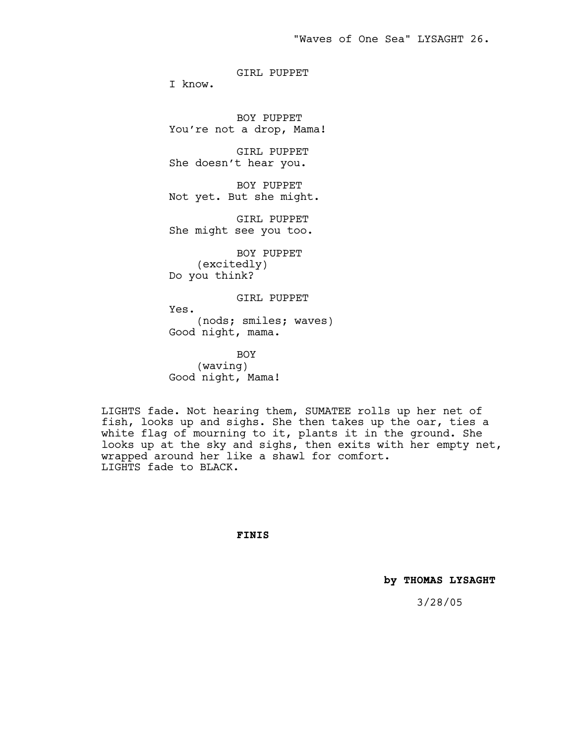GIRL PUPPET

I know.

BOY PUPPET

You're not a drop, Mama!

GIRL PUPPET

She doesn't hear you.

BOY PUPPET

Not yet. But she might.

GIRL PUPPET

She might see you too.

BOY PUPPET

(excitedly)

Do you think?

GIRL PUPPET

Yes.

(nods; smiles; waves)

Good night, mama.

BOY

(waving)

Good night, Mama!

LIGHTS fade. Not hearing them, SUMATEE rolls up her net of fish, looks up and sighs. She then takes up the oar, ties a white flag of mourning to it, plants it in the ground. She looks up at the sky and sighs, then exits with her empty net, wrapped around her like a shawl for comfort.
LIGHTS fade to BLACK.

**FINIS**

**by THOMAS LYSAGHT**

3/28/05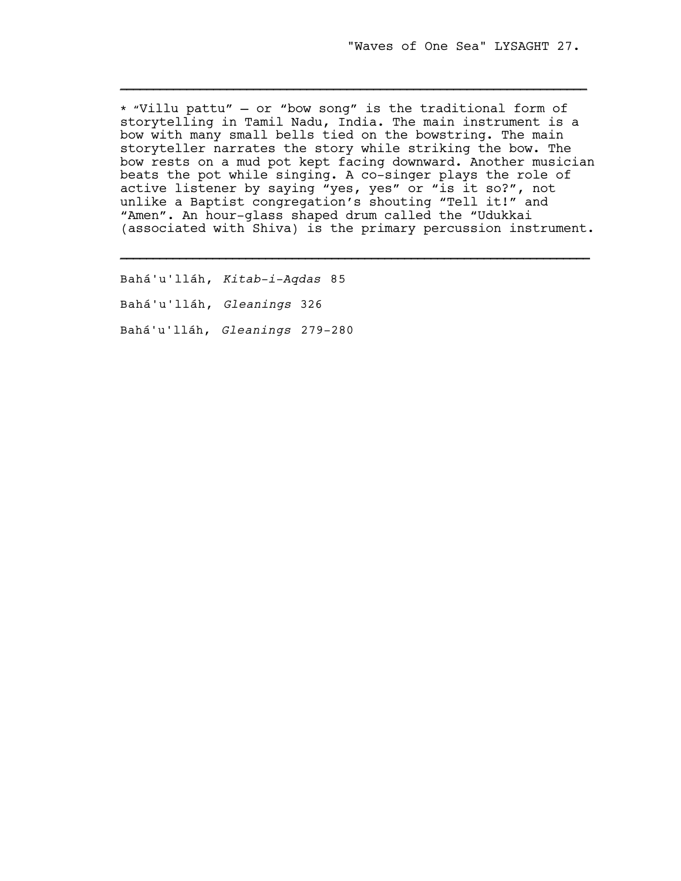---

* "Villu pattu" – or "bow song" is the traditional form of storytelling in Tamil Nadu, India. The main instrument is a bow with many small bells tied on the bowstring. The main storyteller narrates the story while striking the bow. The bow rests on a mud pot kept facing downward. Another musician beats the pot while singing. A co-singer plays the role of active listener by saying "yes, yes" or "is it so?", not unlike a Baptist congregation's shouting "Tell it!" and "Amen". An hour-glass shaped drum called the "Udukkai (associated with Shiva) is the primary percussion instrument.

---

Bahá'u'lláh, *Kitab-i-Aqdas* 85

Bahá'u'lláh, *Gleanings* 326

Bahá'u'lláh, *Gleanings* 279-280